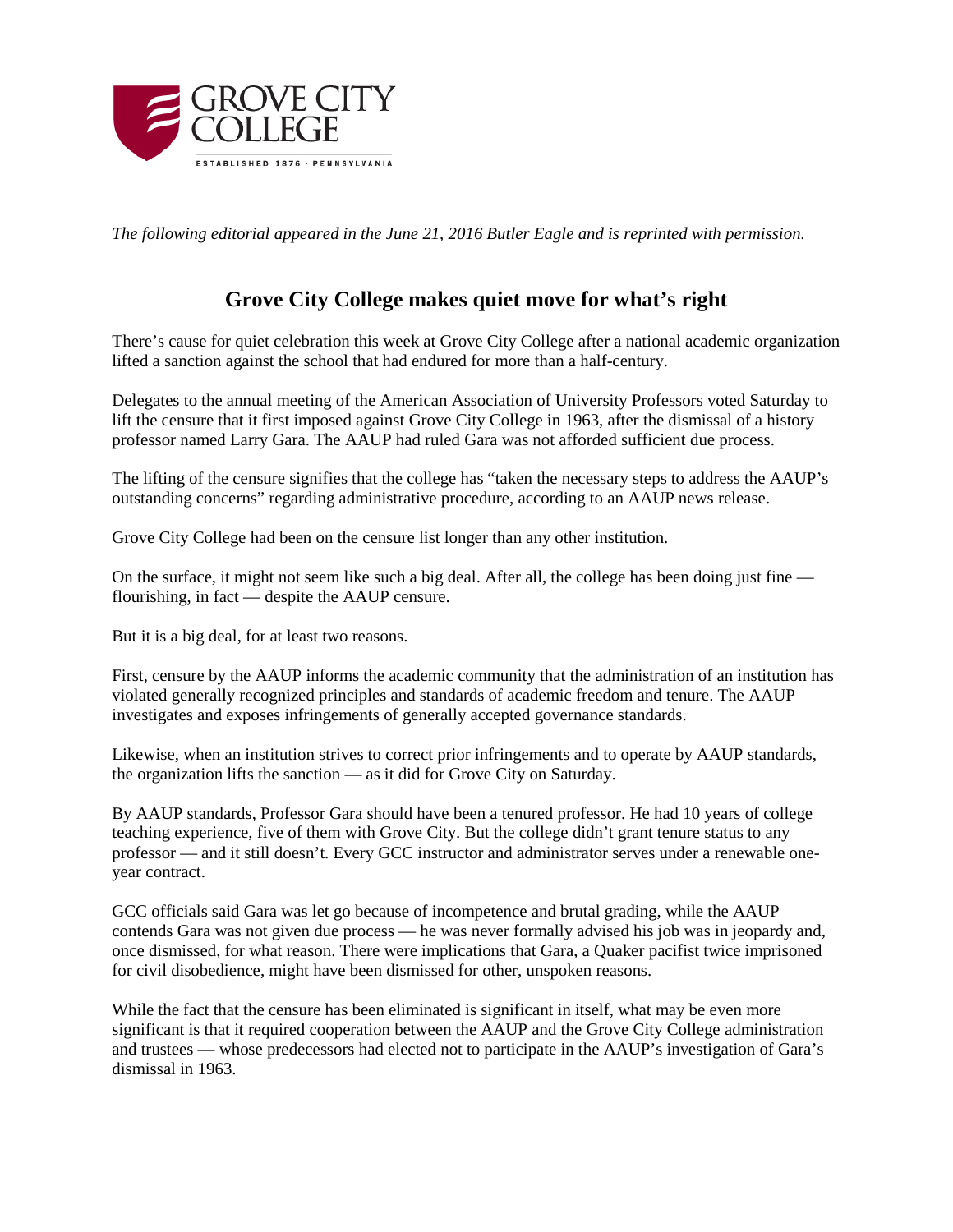GROVE CITY COLLEGE

ESTABLISHED 1876 · PENNSYLVANIA

*The following editorial appeared in the June 21, 2016 Butler Eagle and is reprinted with permission.*

# Grove City College makes quiet move for what's right

There's cause for quiet celebration this week at Grove City College after a national academic organization lifted a sanction against the school that had endured for more than a half-century.

Delegates to the annual meeting of the American Association of University Professors voted Saturday to lift the censure that it first imposed against Grove City College in 1963, after the dismissal of a history professor named Larry Gara. The AAUP had ruled Gara was not afforded sufficient due process.

The lifting of the censure signifies that the college has "taken the necessary steps to address the AAUP's outstanding concerns" regarding administrative procedure, according to an AAUP news release.

Grove City College had been on the censure list longer than any other institution.

On the surface, it might not seem like such a big deal. After all, the college has been doing just fine — flourishing, in fact — despite the AAUP censure.

But it is a big deal, for at least two reasons.

First, censure by the AAUP informs the academic community that the administration of an institution has violated generally recognized principles and standards of academic freedom and tenure. The AAUP investigates and exposes infringements of generally accepted governance standards.

Likewise, when an institution strives to correct prior infringements and to operate by AAUP standards, the organization lifts the sanction — as it did for Grove City on Saturday.

By AAUP standards, Professor Gara should have been a tenured professor. He had 10 years of college teaching experience, five of them with Grove City. But the college didn't grant tenure status to any professor — and it still doesn't. Every GCC instructor and administrator serves under a renewable one-year contract.

GCC officials said Gara was let go because of incompetence and brutal grading, while the AAUP contends Gara was not given due process — he was never formally advised his job was in jeopardy and, once dismissed, for what reason. There were implications that Gara, a Quaker pacifist twice imprisoned for civil disobedience, might have been dismissed for other, unspoken reasons.

While the fact that the censure has been eliminated is significant in itself, what may be even more significant is that it required cooperation between the AAUP and the Grove City College administration and trustees — whose predecessors had elected not to participate in the AAUP's investigation of Gara's dismissal in 1963.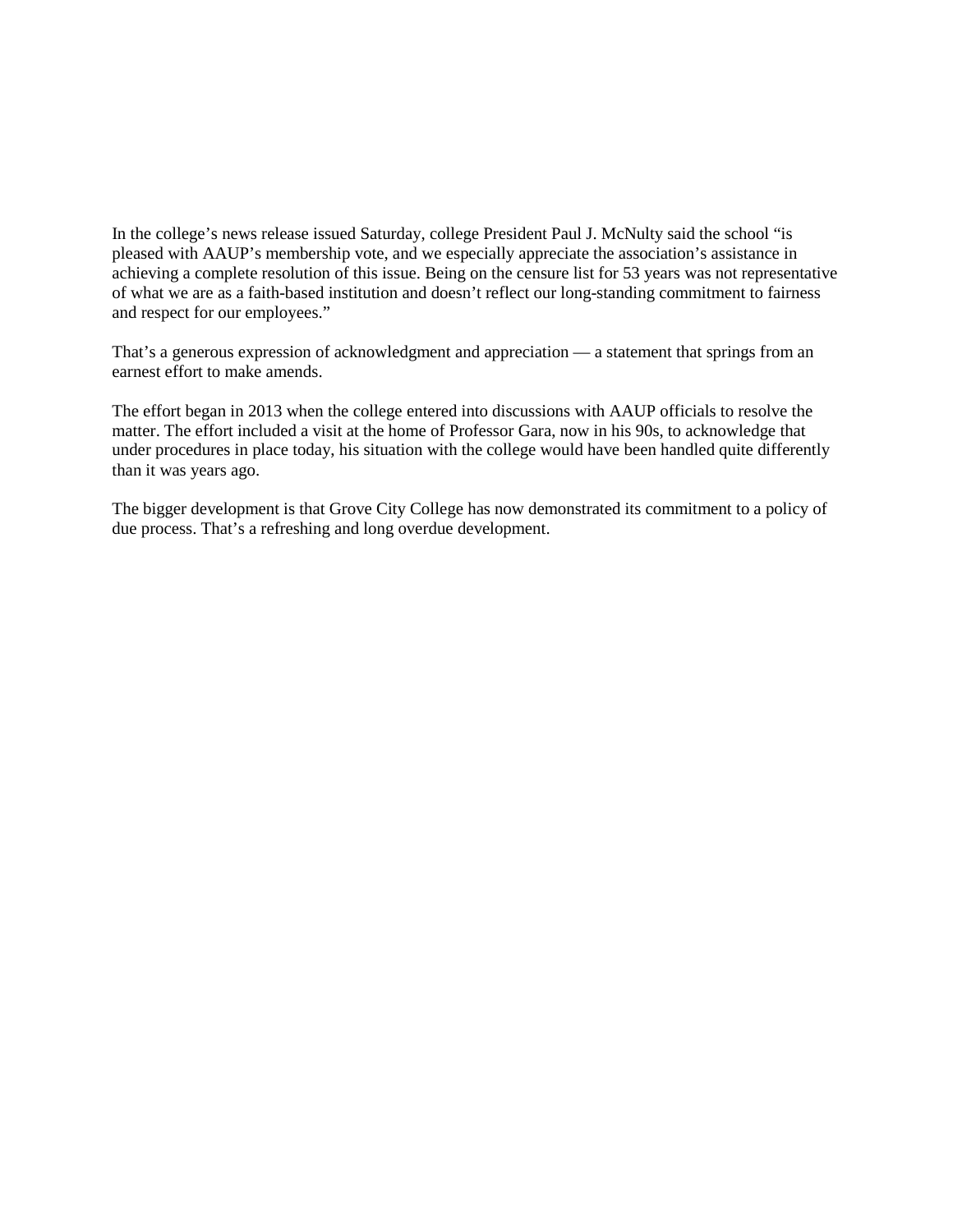In the college's news release issued Saturday, college President Paul J. McNulty said the school "is pleased with AAUP's membership vote, and we especially appreciate the association's assistance in achieving a complete resolution of this issue. Being on the censure list for 53 years was not representative of what we are as a faith-based institution and doesn't reflect our long-standing commitment to fairness and respect for our employees."

That's a generous expression of acknowledgment and appreciation — a statement that springs from an earnest effort to make amends.

The effort began in 2013 when the college entered into discussions with AAUP officials to resolve the matter. The effort included a visit at the home of Professor Gara, now in his 90s, to acknowledge that under procedures in place today, his situation with the college would have been handled quite differently than it was years ago.

The bigger development is that Grove City College has now demonstrated its commitment to a policy of due process. That's a refreshing and long overdue development.